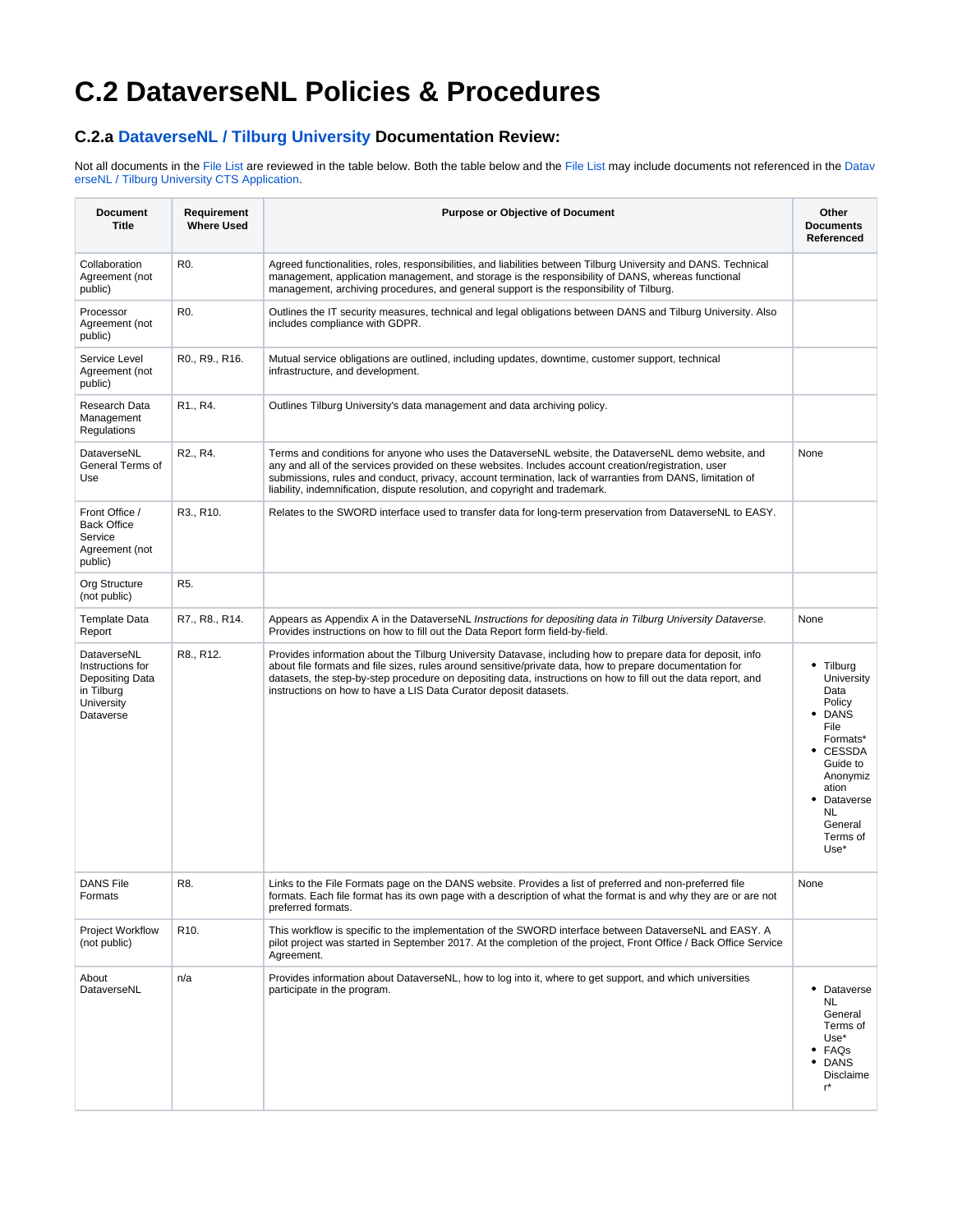# C.2 DataverseNL Policies & Procedures

## C.2.a DataverseNL / Tilburg University Documentation Review:

Not all documents in the File List are reviewed in the table below. Both the table below and the File List may include documents not referenced in the DataverseNL / Tilburg University CTS Application.

| Document Title | Requirement Where Used | Purpose or Objective of Document | Other Documents Referenced |
|---|---|---|---|
| Collaboration Agreement (not public) | R0. | Agreed functionalities, roles, responsibilities, and liabilities between Tilburg University and DANS. Technical management, application management, and storage is the responsibility of DANS, whereas functional management, archiving procedures, and general support is the responsibility of Tilburg. | |
| Processor Agreement (not public) | R0. | Outlines the IT security measures, technical and legal obligations between DANS and Tilburg University. Also includes compliance with GDPR. | |
| Service Level Agreement (not public) | R0., R9., R16. | Mutual service obligations are outlined, including updates, downtime, customer support, technical infrastructure, and development. | |
| Research Data Management Regulations | R1., R4. | Outlines Tilburg University's data management and data archiving policy. | |
| DataverseNL General Terms of Use | R2., R4. | Terms and conditions for anyone who uses the DataverseNL website, the DataverseNL demo website, and any and all of the services provided on these websites. Includes account creation/registration, user submissions, rules and conduct, privacy, account termination, lack of warranties from DANS, limitation of liability, indemnification, dispute resolution, and copyright and trademark. | None |
| Front Office / Back Office Service Agreement (not public) | R3., R10. | Relates to the SWORD interface used to transfer data for long-term preservation from DataverseNL to EASY. | |
| Org Structure (not public) | R5. | | |
| Template Data Report | R7., R8., R14. | Appears as Appendix A in the DataverseNL *Instructions for depositing data in Tilburg University Dataverse*. Provides instructions on how to fill out the Data Report form field-by-field. | None |
| DataverseNL Instructions for Depositing Data in Tilburg University Dataverse | R8., R12. | Provides information about the Tilburg University Datavase, including how to prepare data for deposit, info about file formats and file sizes, rules around sensitive/private data, how to prepare documentation for datasets, the step-by-step procedure on depositing data, instructions on how to fill out the data report, and instructions on how to have a LIS Data Curator deposit datasets. | <ul><li>Tilburg University Data Policy</li><li>DANS File Formats*</li><li>CESSDA Guide to Anonymization</li><li>Dataverse NL General Terms of Use*</li></ul> |
| DANS File Formats | R8. | Links to the File Formats page on the DANS website. Provides a list of preferred and non-preferred file formats. Each file format has its own page with a description of what the format is and why they are or are not preferred formats. | None |
| Project Workflow (not public) | R10. | This workflow is specific to the implementation of the SWORD interface between DataverseNL and EASY. A pilot project was started in September 2017. At the completion of the project, Front Office / Back Office Service Agreement. | |
| About DataverseNL | n/a | Provides information about DataverseNL, how to log into it, where to get support, and which universities participate in the program. | <ul><li>Dataverse NL General Terms of Use*</li><li>FAQs</li><li>DANS Disclaimer*</li></ul> |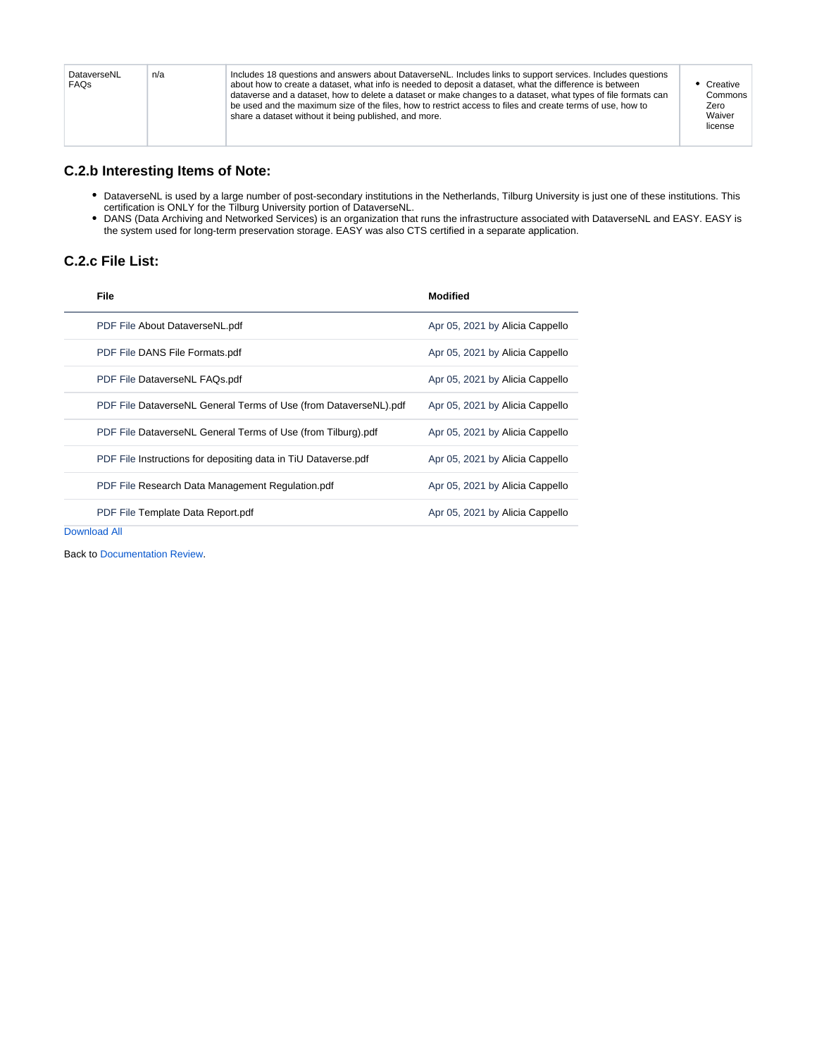| | | | |
|---|---|---|---|
| DataverseNL FAQs | n/a | Includes 18 questions and answers about DataverseNL. Includes links to support services. Includes questions about how to create a dataset, what info is needed to deposit a dataset, what the difference is between dataverse and a dataset, how to delete a dataset or make changes to a dataset, what types of file formats can be used and the maximum size of the files, how to restrict access to files and create terms of use, how to share a dataset without it being published, and more. | • Creative Commons Zero Waiver license |

### C.2.b Interesting Items of Note:

- DataverseNL is used by a large number of post-secondary institutions in the Netherlands, Tilburg University is just one of these institutions. This certification is ONLY for the Tilburg University portion of DataverseNL.
- DANS (Data Archiving and Networked Services) is an organization that runs the infrastructure associated with DataverseNL and EASY. EASY is the system used for long-term preservation storage. EASY was also CTS certified in a separate application.

### C.2.c File List:

| File | Modified |
|---|---|
| PDF File About DataverseNL.pdf | Apr 05, 2021 by Alicia Cappello |
| PDF File DANS File Formats.pdf | Apr 05, 2021 by Alicia Cappello |
| PDF File DataverseNL FAQs.pdf | Apr 05, 2021 by Alicia Cappello |
| PDF File DataverseNL General Terms of Use (from DataverseNL).pdf | Apr 05, 2021 by Alicia Cappello |
| PDF File DataverseNL General Terms of Use (from Tilburg).pdf | Apr 05, 2021 by Alicia Cappello |
| PDF File Instructions for depositing data in TiU Dataverse.pdf | Apr 05, 2021 by Alicia Cappello |
| PDF File Research Data Management Regulation.pdf | Apr 05, 2021 by Alicia Cappello |
| PDF File Template Data Report.pdf | Apr 05, 2021 by Alicia Cappello |

Download All

Back to Documentation Review.